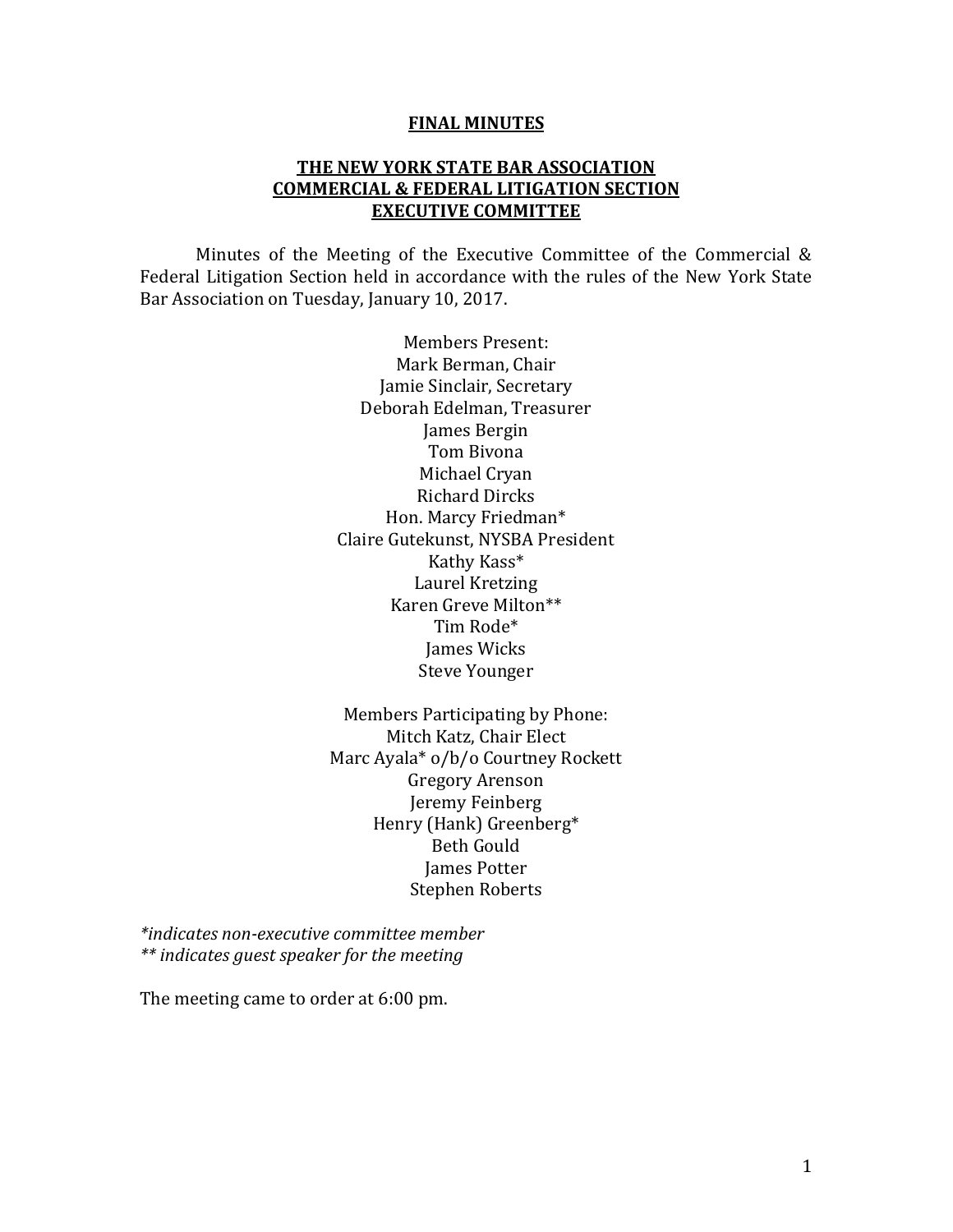**FINAL MINUTES**

**THE NEW YORK STATE BAR ASSOCIATION**
**COMMERCIAL & FEDERAL LITIGATION SECTION**
**EXECUTIVE COMMITTEE**

Minutes of the Meeting of the Executive Committee of the Commercial & Federal Litigation Section held in accordance with the rules of the New York State Bar Association on Tuesday, January 10, 2017.

Members Present:
Mark Berman, Chair
Jamie Sinclair, Secretary
Deborah Edelman, Treasurer
James Bergin
Tom Bivona
Michael Cryan
Richard Dircks
Hon. Marcy Friedman*
Claire Gutekunst, NYSBA President
Kathy Kass*
Laurel Kretzing
Karen Greve Milton**
Tim Rode*
James Wicks
Steve Younger

Members Participating by Phone:
Mitch Katz, Chair Elect
Marc Ayala* o/b/o Courtney Rockett
Gregory Arenson
Jeremy Feinberg
Henry (Hank) Greenberg*
Beth Gould
James Potter
Stephen Roberts

*\*indicates non-executive committee member*
*\*\* indicates guest speaker for the meeting*

The meeting came to order at 6:00 pm.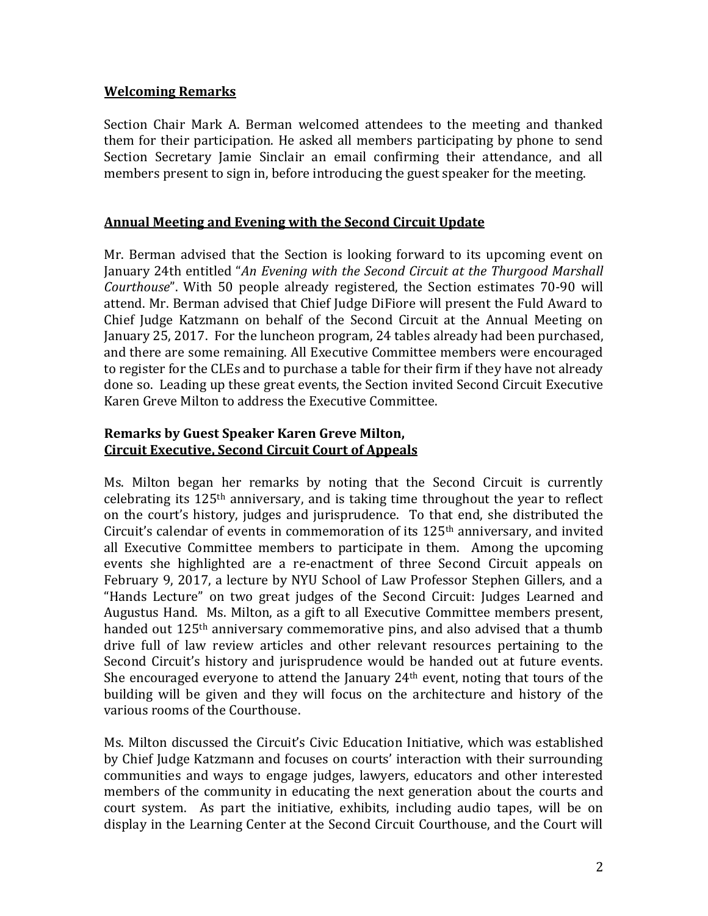**Welcoming Remarks**

Section Chair Mark A. Berman welcomed attendees to the meeting and thanked them for their participation. He asked all members participating by phone to send Section Secretary Jamie Sinclair an email confirming their attendance, and all members present to sign in, before introducing the guest speaker for the meeting.

**Annual Meeting and Evening with the Second Circuit Update**

Mr. Berman advised that the Section is looking forward to its upcoming event on January 24th entitled "*An Evening with the Second Circuit at the Thurgood Marshall Courthouse*". With 50 people already registered, the Section estimates 70-90 will attend. Mr. Berman advised that Chief Judge DiFiore will present the Fuld Award to Chief Judge Katzmann on behalf of the Second Circuit at the Annual Meeting on January 25, 2017. For the luncheon program, 24 tables already had been purchased, and there are some remaining. All Executive Committee members were encouraged to register for the CLEs and to purchase a table for their firm if they have not already done so. Leading up these great events, the Section invited Second Circuit Executive Karen Greve Milton to address the Executive Committee.

**Remarks by Guest Speaker Karen Greve Milton,**
**Circuit Executive, Second Circuit Court of Appeals**

Ms. Milton began her remarks by noting that the Second Circuit is currently celebrating its 125th anniversary, and is taking time throughout the year to reflect on the court's history, judges and jurisprudence. To that end, she distributed the Circuit's calendar of events in commemoration of its 125th anniversary, and invited all Executive Committee members to participate in them. Among the upcoming events she highlighted are a re-enactment of three Second Circuit appeals on February 9, 2017, a lecture by NYU School of Law Professor Stephen Gillers, and a "Hands Lecture" on two great judges of the Second Circuit: Judges Learned and Augustus Hand. Ms. Milton, as a gift to all Executive Committee members present, handed out 125th anniversary commemorative pins, and also advised that a thumb drive full of law review articles and other relevant resources pertaining to the Second Circuit's history and jurisprudence would be handed out at future events. She encouraged everyone to attend the January 24th event, noting that tours of the building will be given and they will focus on the architecture and history of the various rooms of the Courthouse.

Ms. Milton discussed the Circuit's Civic Education Initiative, which was established by Chief Judge Katzmann and focuses on courts' interaction with their surrounding communities and ways to engage judges, lawyers, educators and other interested members of the community in educating the next generation about the courts and court system. As part the initiative, exhibits, including audio tapes, will be on display in the Learning Center at the Second Circuit Courthouse, and the Court will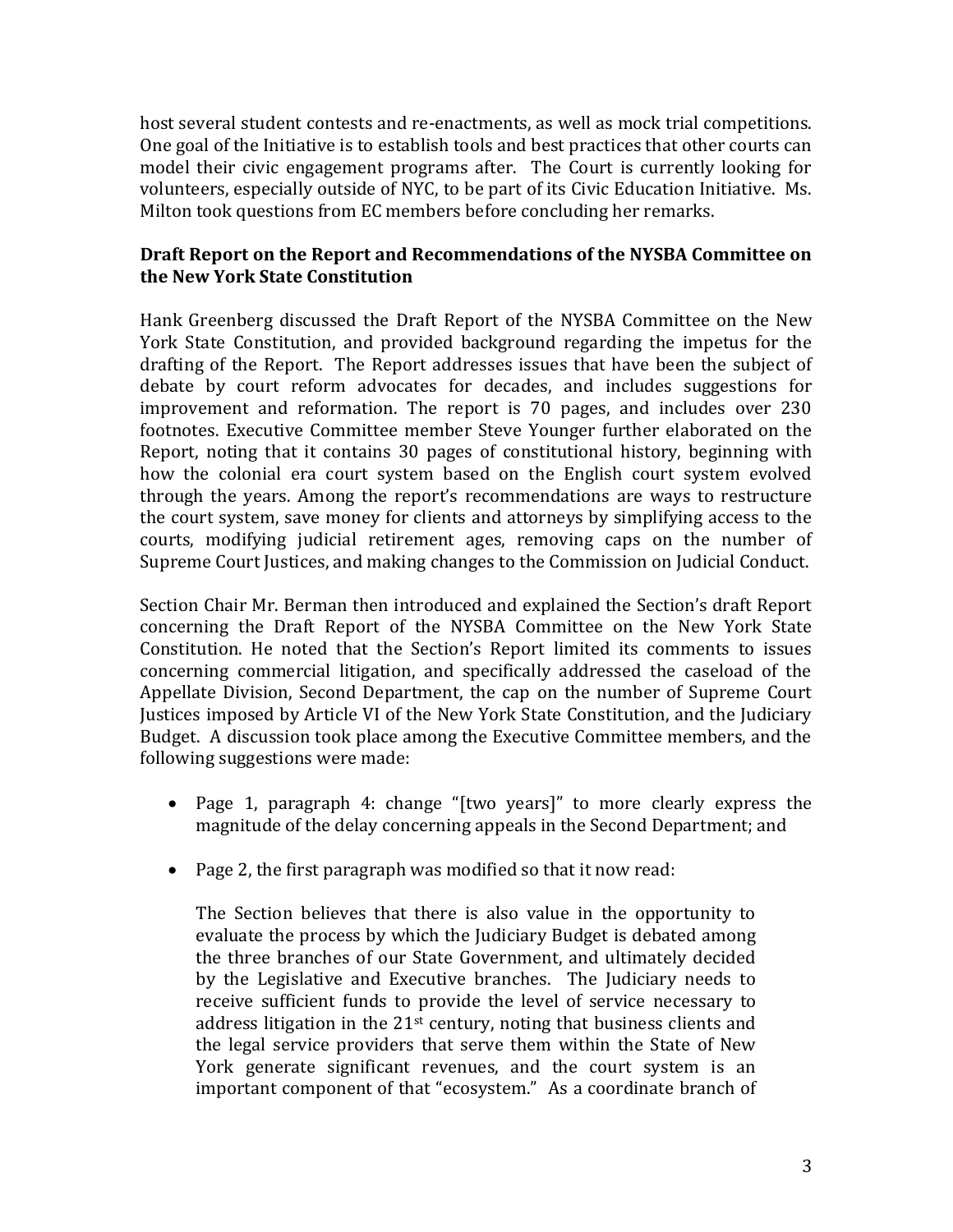host several student contests and re-enactments, as well as mock trial competitions. One goal of the Initiative is to establish tools and best practices that other courts can model their civic engagement programs after. The Court is currently looking for volunteers, especially outside of NYC, to be part of its Civic Education Initiative. Ms. Milton took questions from EC members before concluding her remarks.

**Draft Report on the Report and Recommendations of the NYSBA Committee on the New York State Constitution**

Hank Greenberg discussed the Draft Report of the NYSBA Committee on the New York State Constitution, and provided background regarding the impetus for the drafting of the Report. The Report addresses issues that have been the subject of debate by court reform advocates for decades, and includes suggestions for improvement and reformation. The report is 70 pages, and includes over 230 footnotes. Executive Committee member Steve Younger further elaborated on the Report, noting that it contains 30 pages of constitutional history, beginning with how the colonial era court system based on the English court system evolved through the years. Among the report's recommendations are ways to restructure the court system, save money for clients and attorneys by simplifying access to the courts, modifying judicial retirement ages, removing caps on the number of Supreme Court Justices, and making changes to the Commission on Judicial Conduct.

Section Chair Mr. Berman then introduced and explained the Section's draft Report concerning the Draft Report of the NYSBA Committee on the New York State Constitution. He noted that the Section's Report limited its comments to issues concerning commercial litigation, and specifically addressed the caseload of the Appellate Division, Second Department, the cap on the number of Supreme Court Justices imposed by Article VI of the New York State Constitution, and the Judiciary Budget. A discussion took place among the Executive Committee members, and the following suggestions were made:

- Page 1, paragraph 4: change "[two years]" to more clearly express the magnitude of the delay concerning appeals in the Second Department; and

- Page 2, the first paragraph was modified so that it now read:

  The Section believes that there is also value in the opportunity to evaluate the process by which the Judiciary Budget is debated among the three branches of our State Government, and ultimately decided by the Legislative and Executive branches. The Judiciary needs to receive sufficient funds to provide the level of service necessary to address litigation in the 21st century, noting that business clients and the legal service providers that serve them within the State of New York generate significant revenues, and the court system is an important component of that "ecosystem." As a coordinate branch of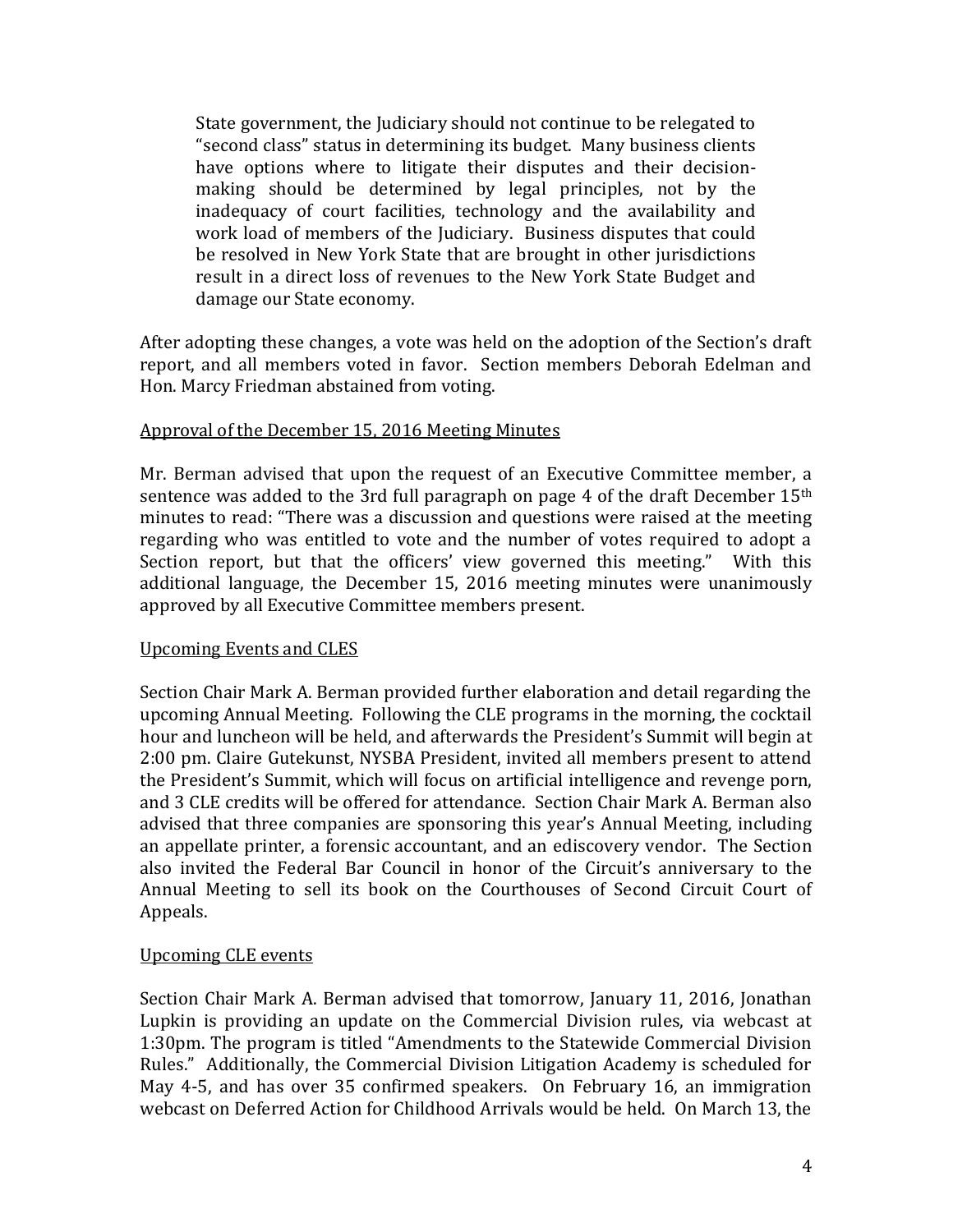> State government, the Judiciary should not continue to be relegated to "second class" status in determining its budget. Many business clients have options where to litigate their disputes and their decision-making should be determined by legal principles, not by the inadequacy of court facilities, technology and the availability and work load of members of the Judiciary. Business disputes that could be resolved in New York State that are brought in other jurisdictions result in a direct loss of revenues to the New York State Budget and damage our State economy.

After adopting these changes, a vote was held on the adoption of the Section's draft report, and all members voted in favor. Section members Deborah Edelman and Hon. Marcy Friedman abstained from voting.

<u>Approval of the December 15, 2016 Meeting Minutes</u>

Mr. Berman advised that upon the request of an Executive Committee member, a sentence was added to the 3rd full paragraph on page 4 of the draft December 15th minutes to read: "There was a discussion and questions were raised at the meeting regarding who was entitled to vote and the number of votes required to adopt a Section report, but that the officers' view governed this meeting." With this additional language, the December 15, 2016 meeting minutes were unanimously approved by all Executive Committee members present.

<u>Upcoming Events and CLES</u>

Section Chair Mark A. Berman provided further elaboration and detail regarding the upcoming Annual Meeting. Following the CLE programs in the morning, the cocktail hour and luncheon will be held, and afterwards the President's Summit will begin at 2:00 pm. Claire Gutekunst, NYSBA President, invited all members present to attend the President's Summit, which will focus on artificial intelligence and revenge porn, and 3 CLE credits will be offered for attendance. Section Chair Mark A. Berman also advised that three companies are sponsoring this year's Annual Meeting, including an appellate printer, a forensic accountant, and an ediscovery vendor. The Section also invited the Federal Bar Council in honor of the Circuit's anniversary to the Annual Meeting to sell its book on the Courthouses of Second Circuit Court of Appeals.

<u>Upcoming CLE events</u>

Section Chair Mark A. Berman advised that tomorrow, January 11, 2016, Jonathan Lupkin is providing an update on the Commercial Division rules, via webcast at 1:30pm. The program is titled "Amendments to the Statewide Commercial Division Rules." Additionally, the Commercial Division Litigation Academy is scheduled for May 4-5, and has over 35 confirmed speakers. On February 16, an immigration webcast on Deferred Action for Childhood Arrivals would be held. On March 13, the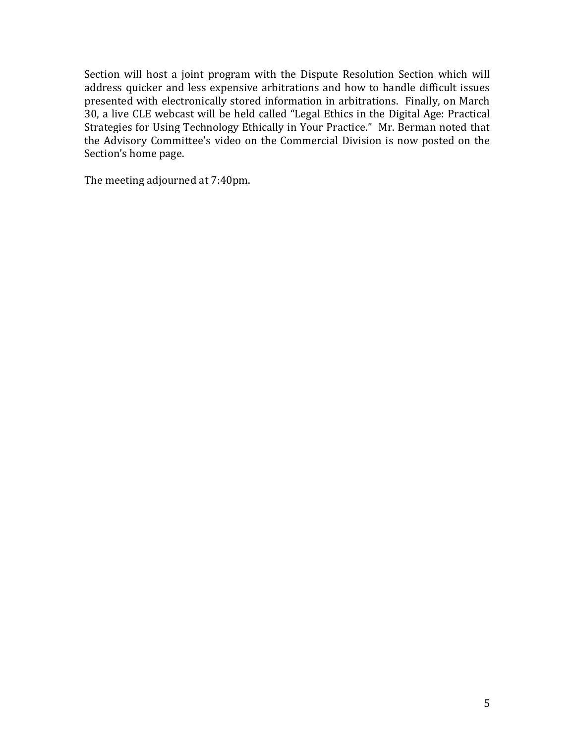Section will host a joint program with the Dispute Resolution Section which will address quicker and less expensive arbitrations and how to handle difficult issues presented with electronically stored information in arbitrations. Finally, on March 30, a live CLE webcast will be held called "Legal Ethics in the Digital Age: Practical Strategies for Using Technology Ethically in Your Practice." Mr. Berman noted that the Advisory Committee's video on the Commercial Division is now posted on the Section's home page.

The meeting adjourned at 7:40pm.